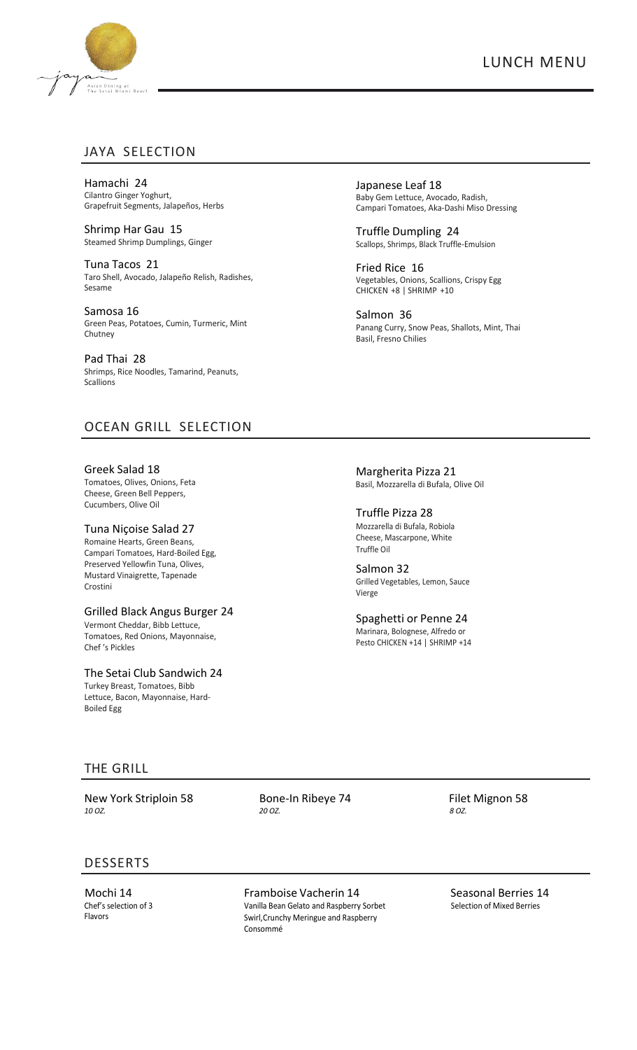# LUNCH MENU

jaya
Asian Dining at
The Setai Miami Beach

## JAYA SELECTION

**Hamachi 24**
Cilantro Ginger Yoghurt, Grapefruit Segments, Jalapeños, Herbs

**Shrimp Har Gau 15**
Steamed Shrimp Dumplings, Ginger

**Tuna Tacos 21**
Taro Shell, Avocado, Jalapeño Relish, Radishes, Sesame

**Samosa 16**
Green Peas, Potatoes, Cumin, Turmeric, Mint Chutney

**Pad Thai 28**
Shrimps, Rice Noodles, Tamarind, Peanuts, Scallions

**Japanese Leaf 18**
Baby Gem Lettuce, Avocado, Radish, Campari Tomatoes, Aka-Dashi Miso Dressing

**Truffle Dumpling 24**
Scallops, Shrimps, Black Truffle-Emulsion

**Fried Rice 16**
Vegetables, Onions, Scallions, Crispy Egg
CHICKEN +8 | SHRIMP +10

**Salmon 36**
Panang Curry, Snow Peas, Shallots, Mint, Thai Basil, Fresno Chilies

## OCEAN GRILL SELECTION

**Greek Salad 18**
Tomatoes, Olives, Onions, Feta Cheese, Green Bell Peppers, Cucumbers, Olive Oil

**Tuna Niçoise Salad 27**
Romaine Hearts, Green Beans, Campari Tomatoes, Hard-Boiled Egg, Preserved Yellowfin Tuna, Olives, Mustard Vinaigrette, Tapenade Crostini

**Grilled Black Angus Burger 24**
Vermont Cheddar, Bibb Lettuce, Tomatoes, Red Onions, Mayonnaise, Chef 's Pickles

**The Setai Club Sandwich 24**
Turkey Breast, Tomatoes, Bibb Lettuce, Bacon, Mayonnaise, Hard-Boiled Egg

**Margherita Pizza 21**
Basil, Mozzarella di Bufala, Olive Oil

**Truffle Pizza 28**
Mozzarella di Bufala, Robiola Cheese, Mascarpone, White Truffle Oil

**Salmon 32**
Grilled Vegetables, Lemon, Sauce Vierge

**Spaghetti or Penne 24**
Marinara, Bolognese, Alfredo or Pesto CHICKEN +14 | SHRIMP +14

## THE GRILL

**New York Striploin 58**
*10 OZ.*

**Bone-In Ribeye 74**
*20 OZ.*

**Filet Mignon 58**
*8 OZ.*

## DESSERTS

**Mochi 14**
Chef's selection of 3 Flavors

**Framboise Vacherin 14**
Vanilla Bean Gelato and Raspberry Sorbet Swirl,Crunchy Meringue and Raspberry Consommé

**Seasonal Berries 14**
Selection of Mixed Berries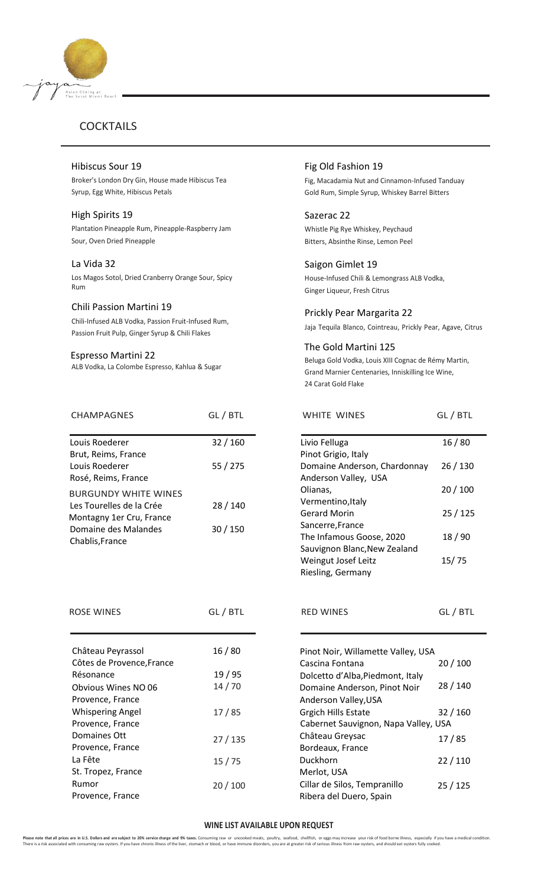jaya
Asian Dining at
The Setai Miami Beach

# COCKTAILS

**Hibiscus Sour 19**
Broker's London Dry Gin, House made Hibiscus Tea Syrup, Egg White, Hibiscus Petals

**High Spirits 19**
Plantation Pineapple Rum, Pineapple-Raspberry Jam Sour, Oven Dried Pineapple

**La Vida 32**
Los Magos Sotol, Dried Cranberry Orange Sour, Spicy Rum

**Chili Passion Martini 19**
Chili-Infused ALB Vodka, Passion Fruit-Infused Rum, Passion Fruit Pulp, Ginger Syrup & Chili Flakes

**Espresso Martini 22**
ALB Vodka, La Colombe Espresso, Kahlua & Sugar

**Fig Old Fashion 19**
Fig, Macadamia Nut and Cinnamon-Infused Tanduay Gold Rum, Simple Syrup, Whiskey Barrel Bitters

**Sazerac 22**
Whistle Pig Rye Whiskey, Peychaud Bitters, Absinthe Rinse, Lemon Peel

**Saigon Gimlet 19**
House-Infused Chili & Lemongrass ALB Vodka, Ginger Liqueur, Fresh Citrus

**Prickly Pear Margarita 22**
Jaja Tequila Blanco, Cointreau, Prickly Pear, Agave, Citrus

**The Gold Martini 125**
Beluga Gold Vodka, Louis XIII Cognac de Rémy Martin, Grand Marnier Centenaries, Inniskilling Ice Wine, 24 Carat Gold Flake

| CHAMPAGNES | GL / BTL |
|---|---|
| Louis Roederer<br>Brut, Reims, France | 32 / 160 |
| Louis Roederer<br>Rosé, Reims, France | 55 / 275 |
| **BURGUNDY WHITE WINES** | |
| Les Tourelles de la Crée<br>Montagny 1er Cru, France | 28 / 140 |
| Domaine des Malandes<br>Chablis,France | 30 / 150 |

| WHITE WINES | GL / BTL |
|---|---|
| Livio Felluga<br>Pinot Grigio, Italy | 16 / 80 |
| Domaine Anderson, Chardonnay<br>Anderson Valley, USA | 26 / 130 |
| Olianas,<br>Vermentino,Italy | 20 / 100 |
| Gerard Morin<br>Sancerre,France | 25 / 125 |
| The Infamous Goose, 2020<br>Sauvignon Blanc,New Zealand | 18 / 90 |
| Weingut Josef Leitz<br>Riesling, Germany | 15/ 75 |

| ROSE WINES | GL / BTL |
|---|---|
| Château Peyrassol<br>Côtes de Provence,France | 16 / 80 |
| Résonance | 19 / 95 |
| Obvious Wines NO 06<br>Provence, France | 14 / 70 |
| Whispering Angel<br>Provence, France | 17 / 85 |
| Domaines Ott<br>Provence, France | 27 / 135 |
| La Fête<br>St. Tropez, France | 15 / 75 |
| Rumor<br>Provence, France | 20 / 100 |

| RED WINES | GL / BTL |
|---|---|
| Pinot Noir, Willamette Valley, USA | |
| Cascina Fontana<br>Dolcetto d'Alba,Piedmont, Italy | 20 / 100 |
| Domaine Anderson, Pinot Noir<br>Anderson Valley,USA | 28 / 140 |
| Grgich Hills Estate<br>Cabernet Sauvignon, Napa Valley, USA | 32 / 160 |
| Château Greysac<br>Bordeaux, France | 17 / 85 |
| Duckhorn<br>Merlot, USA | 22 / 110 |
| Cillar de Silos, Tempranillo<br>Ribera del Duero, Spain | 25 / 125 |

**WINE LIST AVAILABLE UPON REQUEST**

Please note that all prices are in U.S. Dollars and are subject to 20% service charge and 9% taxes. Consuming raw or uncooked meats, poultry, seafood, shellfish, or eggs may increase your risk of food borne illness, especially if you have a medical condition. There is a risk associated with consuming raw oysters. If you have chronic illness of the liver, stomach or blood, or have immune disorders, you are at greater risk of serious illness from raw oysters, and should eat oysters fully cooked.